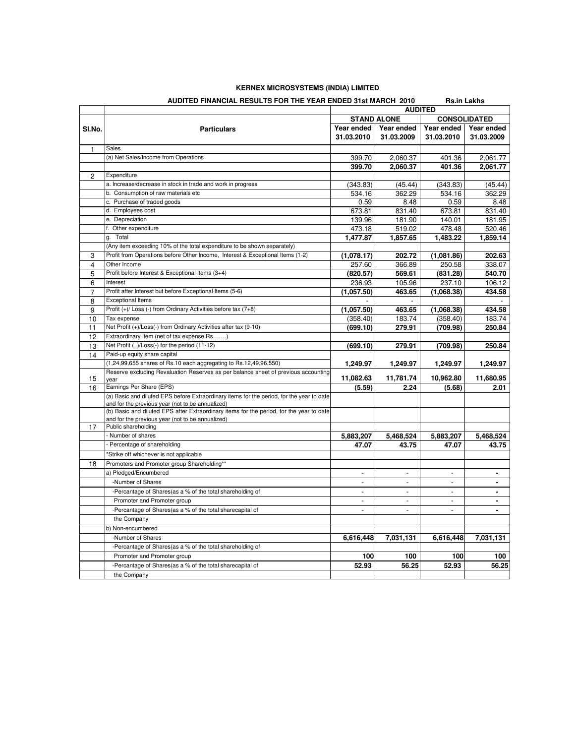# KERNEX MICROSYSTEMS (INDIA) LIMITED

## AUDITED FINANCIAL RESULTS FOR THE YEAR ENDED 31st MARCH 2010

Rs.in Lakhs

| Sl.No. | Particulars | AUDITED | | | |
|---|---|---|---|---|---|
| | | STAND ALONE | | CONSOLIDATED | |
| | | Year ended 31.03.2010 | Year ended 31.03.2009 | Year ended 31.03.2010 | Year ended 31.03.2009 |
| 1 | Sales | | | | |
| | (a) Net Sales/Income from Operations | 399.70 | 2,060.37 | 401.36 | 2,061.77 |
| | | **399.70** | **2,060.37** | **401.36** | **2,061.77** |
| 2 | Expenditure | | | | |
| | a. Increase/decrease in stock in trade and work in progress | (343.83) | (45.44) | (343.83) | (45.44) |
| | b. Consumption of raw materials etc | 534.16 | 362.29 | 534.16 | 362.29 |
| | c. Purchase of traded goods | 0.59 | 8.48 | 0.59 | 8.48 |
| | d. Employees cost | 673.81 | 831.40 | 673.81 | 831.40 |
| | e. Depreciation | 139.96 | 181.90 | 140.01 | 181.95 |
| | f. Other expenditure | 473.18 | 519.02 | 478.48 | 520.46 |
| | g. Total | **1,477.87** | **1,857.65** | **1,483.22** | **1,859.14** |
| | (Any item exceeding 10% of the total expenditure to be shown separately) | | | | |
| 3 | Profit from Operations before Other Income, Interest & Exceptional Items (1-2) | **(1,078.17)** | **202.72** | **(1,081.86)** | **202.63** |
| 4 | Other Income | 257.60 | 366.89 | 250.58 | 338.07 |
| 5 | Profit before Interest & Exceptional Items (3+4) | **(820.57)** | **569.61** | **(831.28)** | **540.70** |
| 6 | Interest | 236.93 | 105.96 | 237.10 | 106.12 |
| 7 | Profit after Interest but before Exceptional Items (5-6) | **(1,057.50)** | **463.65** | **(1,068.38)** | **434.58** |
| 8 | Exceptional Items | - | - | | - |
| 9 | Profit (+)/ Loss (-) from Ordinary Activities before tax (7+8) | **(1,057.50)** | **463.65** | **(1,068.38)** | **434.58** |
| 10 | Tax expense | (358.40) | 183.74 | (358.40) | 183.74 |
| 11 | Net Profit (+)/Loss(-) from Ordinary Activities after tax (9-10) | **(699.10)** | **279.91** | **(709.98)** | **250.84** |
| 12 | Extraordinary Item (net of tax expense Rs…….) | | | | |
| 13 | Net Profit (_)/Loss(-) for the period (11-12) | **(699.10)** | **279.91** | **(709.98)** | **250.84** |
| 14 | Paid-up equity share capital | | | | |
| | (1,24,99,655 shares of Rs.10 each aggregating to Rs.12,49,96,550) | **1,249.97** | **1,249.97** | **1,249.97** | **1,249.97** |
| 15 | Reserve excluding Revaluation Reserves as per balance sheet of previous accounting year | **11,082.63** | **11,781.74** | **10,962.80** | **11,680.95** |
| 16 | Earnings Per Share (EPS) | **(5.59)** | **2.24** | **(5.68)** | **2.01** |
| | (a) Basic and diluted EPS before Extraordinary items for the period, for the year to date and for the previous year (not to be annualized) | | | | |
| | (b) Basic and diluted EPS after Extraordinary items for the period, for the year to date and for the previous year (not to be annualized) | | | | |
| 17 | Public shareholding | | | | |
| | - Number of shares | **5,883,207** | **5,468,524** | **5,883,207** | **5,468,524** |
| | - Percentage of shareholding | **47.07** | **43.75** | **47.07** | **43.75** |
| | *Strike off whichever is not applicable | | | | |
| 18 | Promoters and Promoter group Shareholding** | | | | |
| | a) Pledged/Encumbered | - | - | - | - |
| | -Number of Shares | - | - | - | - |
| | -Percantage of Shares(as a % of the total shareholding of | - | - | - | - |
| | Promoter and Promoter group | - | - | - | - |
| | -Percantage of Shares(as a % of the total sharecapital of | - | - | - | - |
| | the Company | | | | |
| | b) Non-encumbered | | | | |
| | -Number of Shares | **6,616,448** | **7,031,131** | **6,616,448** | **7,031,131** |
| | -Percantage of Shares(as a % of the total shareholding of | | | | |
| | Promoter and Promoter group | **100** | **100** | **100** | **100** |
| | -Percantage of Shares(as a % of the total sharecapital of | **52.93** | **56.25** | **52.93** | **56.25** |
| | the Company | | | | |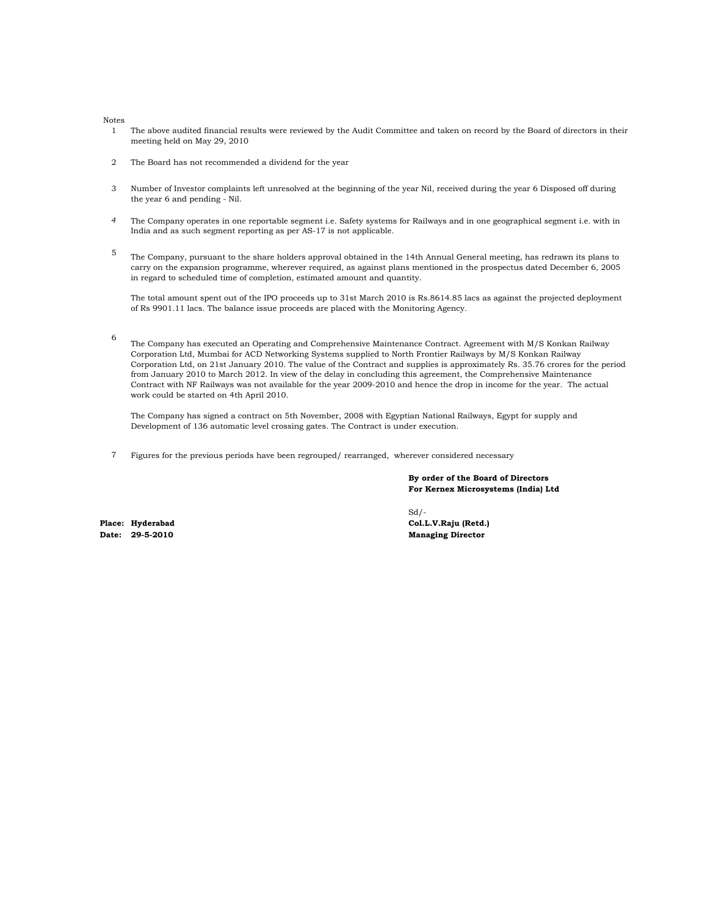Notes

1. The above audited financial results were reviewed by the Audit Committee and taken on record by the Board of directors in their meeting held on May 29, 2010

2. The Board has not recommended a dividend for the year

3. Number of Investor complaints left unresolved at the beginning of the year Nil, received during the year 6 Disposed off during the year 6 and pending - Nil.

4. The Company operates in one reportable segment i.e. Safety systems for Railways and in one geographical segment i.e. with in India and as such segment reporting as per AS-17 is not applicable.

5. The Company, pursuant to the share holders approval obtained in the 14th Annual General meeting, has redrawn its plans to carry on the expansion programme, wherever required, as against plans mentioned in the prospectus dated December 6, 2005 in regard to scheduled time of completion, estimated amount and quantity.

   The total amount spent out of the IPO proceeds up to 31st March 2010 is Rs.8614.85 lacs as against the projected deployment of Rs 9901.11 lacs. The balance issue proceeds are placed with the Monitoring Agency.

6. The Company has executed an Operating and Comprehensive Maintenance Contract. Agreement with M/S Konkan Railway Corporation Ltd, Mumbai for ACD Networking Systems supplied to North Frontier Railways by M/S Konkan Railway Corporation Ltd, on 21st January 2010. The value of the Contract and supplies is approximately Rs. 35.76 crores for the period from January 2010 to March 2012. In view of the delay in concluding this agreement, the Comprehensive Maintenance Contract with NF Railways was not available for the year 2009-2010 and hence the drop in income for the year. The actual work could be started on 4th April 2010.

   The Company has signed a contract on 5th November, 2008 with Egyptian National Railways, Egypt for supply and Development of 136 automatic level crossing gates. The Contract is under execution.

7. Figures for the previous periods have been regrouped/ rearranged, wherever considered necessary

**By order of the Board of Directors**
**For Kernex Microsystems (India) Ltd**

Sd/-
**Col.L.V.Raju (Retd.)**
**Managing Director**

**Place: Hyderabad**
**Date: 29-5-2010**